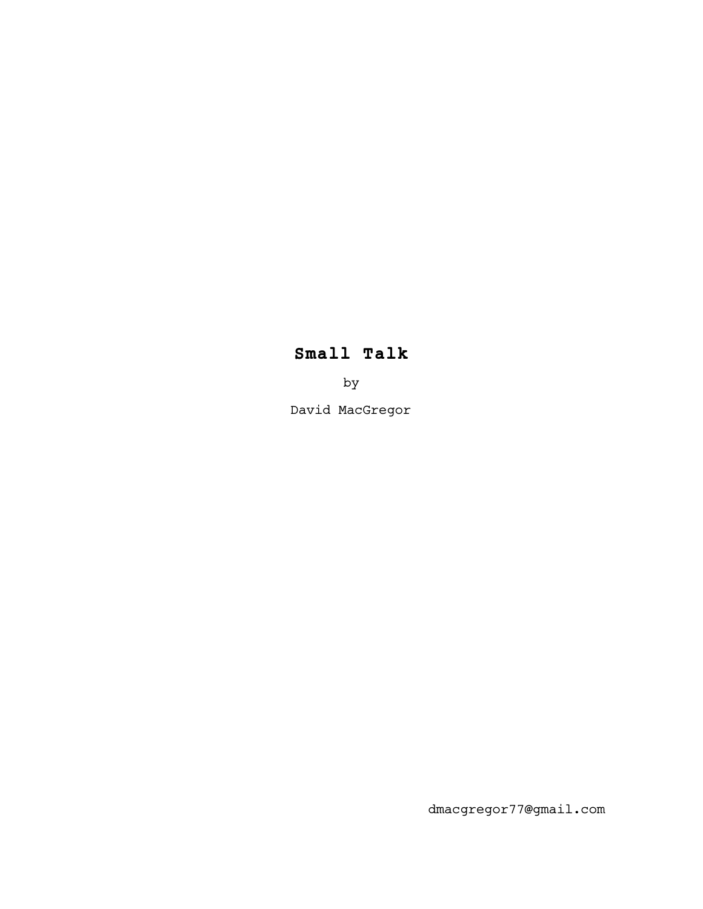# Small Talk

by

David MacGregor

dmacgregor77@gmail.com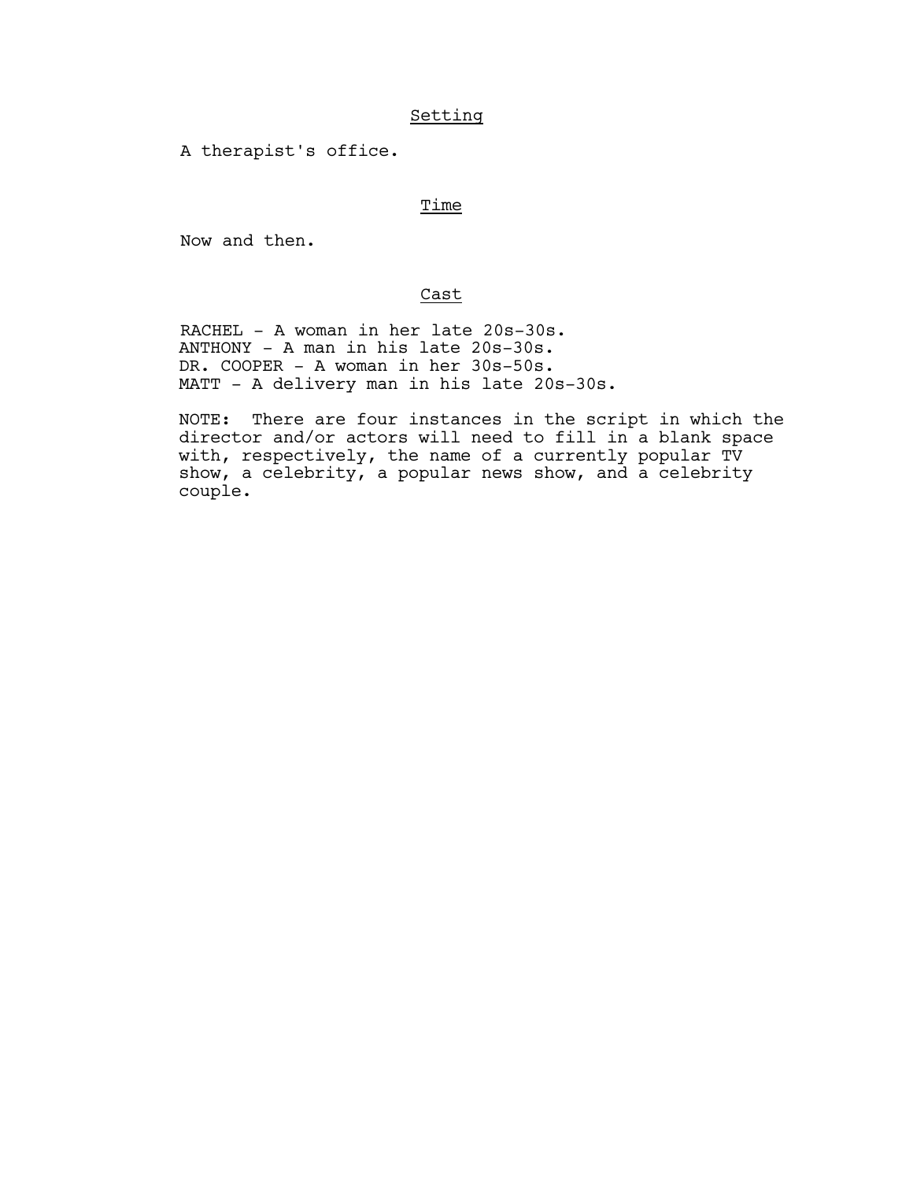## Setting

A therapist's office.

## Time

Now and then.

## Cast

RACHEL - A woman in her late 20s-30s.
ANTHONY - A man in his late 20s-30s.
DR. COOPER - A woman in her 30s-50s.
MATT - A delivery man in his late 20s-30s.

NOTE: There are four instances in the script in which the director and/or actors will need to fill in a blank space with, respectively, the name of a currently popular TV show, a celebrity, a popular news show, and a celebrity couple.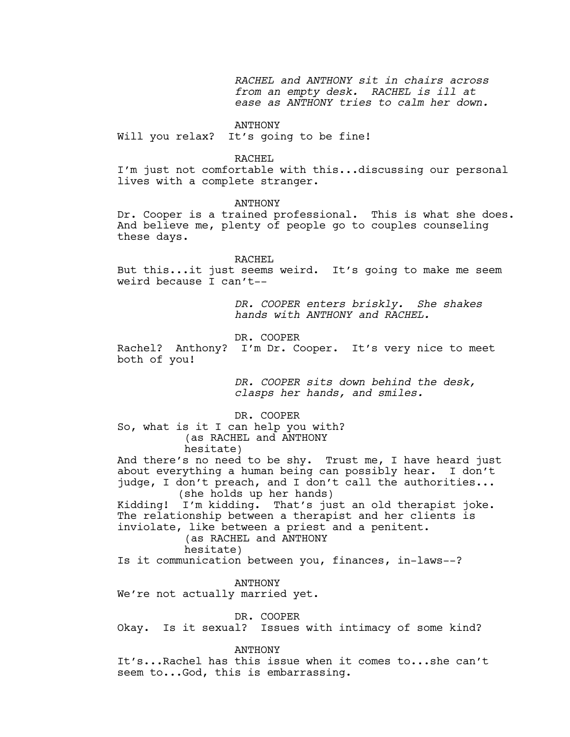*RACHEL and ANTHONY sit in chairs across from an empty desk. RACHEL is ill at ease as ANTHONY tries to calm her down.*

ANTHONY

Will you relax? It's going to be fine!

RACHEL

I'm just not comfortable with this...discussing our personal lives with a complete stranger.

ANTHONY

Dr. Cooper is a trained professional. This is what she does. And believe me, plenty of people go to couples counseling these days.

RACHEL

But this...it just seems weird. It's going to make me seem weird because I can't--

*DR. COOPER enters briskly. She shakes hands with ANTHONY and RACHEL.*

DR. COOPER

Rachel? Anthony? I'm Dr. Cooper. It's very nice to meet both of you!

*DR. COOPER sits down behind the desk, clasps her hands, and smiles.*

DR. COOPER

So, what is it I can help you with?

(as RACHEL and ANTHONY hesitate)

And there's no need to be shy. Trust me, I have heard just about everything a human being can possibly hear. I don't judge, I don't preach, and I don't call the authorities...

(she holds up her hands)

Kidding! I'm kidding. That's just an old therapist joke. The relationship between a therapist and her clients is inviolate, like between a priest and a penitent.

(as RACHEL and ANTHONY hesitate)

Is it communication between you, finances, in-laws--?

ANTHONY

We're not actually married yet.

DR. COOPER

Okay. Is it sexual? Issues with intimacy of some kind?

ANTHONY

It's...Rachel has this issue when it comes to...she can't seem to...God, this is embarrassing.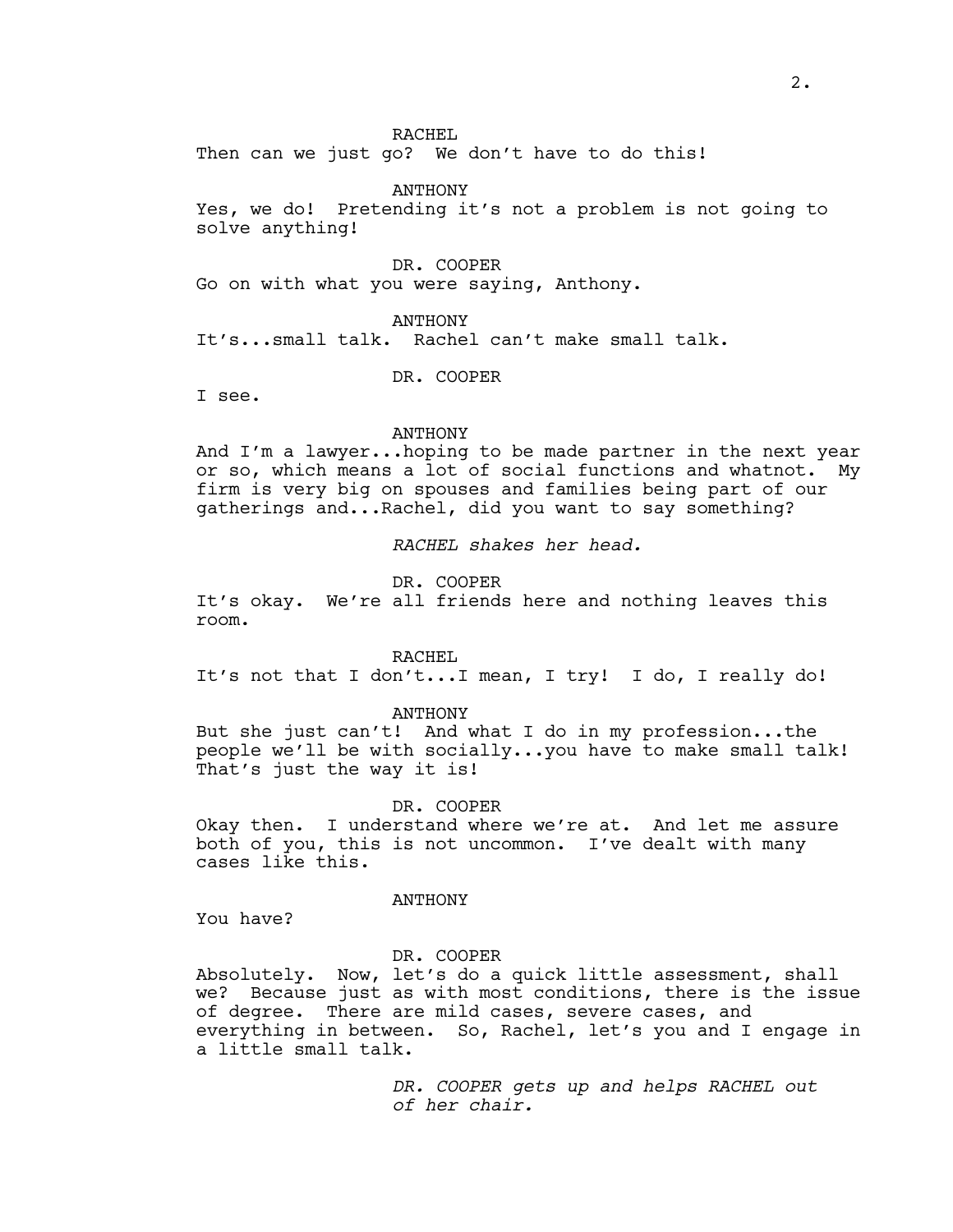RACHEL

Then can we just go? We don't have to do this!

ANTHONY

Yes, we do! Pretending it's not a problem is not going to solve anything!

DR. COOPER

Go on with what you were saying, Anthony.

ANTHONY

It's...small talk. Rachel can't make small talk.

DR. COOPER

I see.

ANTHONY

And I'm a lawyer...hoping to be made partner in the next year or so, which means a lot of social functions and whatnot. My firm is very big on spouses and families being part of our gatherings and...Rachel, did you want to say something?

*RACHEL shakes her head.*

DR. COOPER

It's okay. We're all friends here and nothing leaves this room.

RACHEL

It's not that I don't...I mean, I try! I do, I really do!

ANTHONY

But she just can't! And what I do in my profession...the people we'll be with socially...you have to make small talk! That's just the way it is!

DR. COOPER

Okay then. I understand where we're at. And let me assure both of you, this is not uncommon. I've dealt with many cases like this.

ANTHONY

You have?

DR. COOPER

Absolutely. Now, let's do a quick little assessment, shall we? Because just as with most conditions, there is the issue of degree. There are mild cases, severe cases, and everything in between. So, Rachel, let's you and I engage in a little small talk.

*DR. COOPER gets up and helps RACHEL out of her chair.*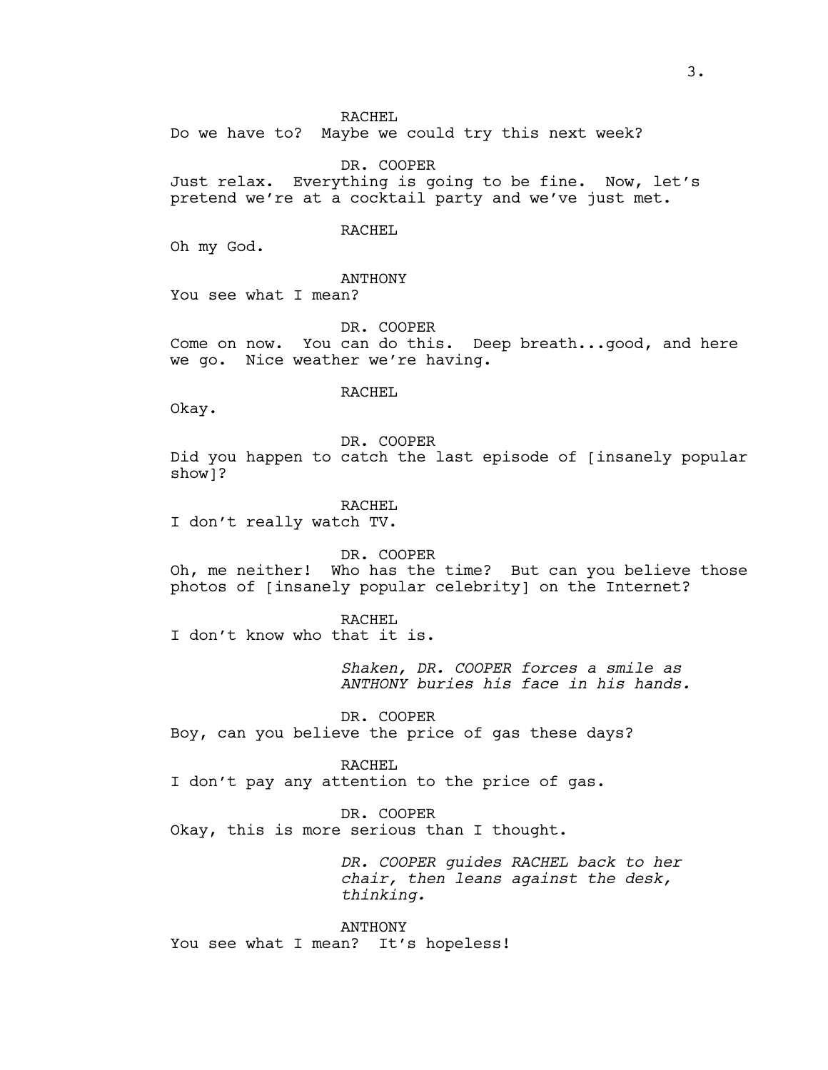RACHEL

Do we have to? Maybe we could try this next week?

DR. COOPER

Just relax. Everything is going to be fine. Now, let's pretend we're at a cocktail party and we've just met.

RACHEL

Oh my God.

ANTHONY

You see what I mean?

DR. COOPER

Come on now. You can do this. Deep breath...good, and here we go. Nice weather we're having.

RACHEL

Okay.

DR. COOPER

Did you happen to catch the last episode of [insanely popular show]?

RACHEL

I don't really watch TV.

DR. COOPER

Oh, me neither! Who has the time? But can you believe those photos of [insanely popular celebrity] on the Internet?

RACHEL

I don't know who that it is.

*Shaken, DR. COOPER forces a smile as ANTHONY buries his face in his hands.*

DR. COOPER

Boy, can you believe the price of gas these days?

RACHEL

I don't pay any attention to the price of gas.

DR. COOPER

Okay, this is more serious than I thought.

*DR. COOPER guides RACHEL back to her chair, then leans against the desk, thinking.*

ANTHONY

You see what I mean? It's hopeless!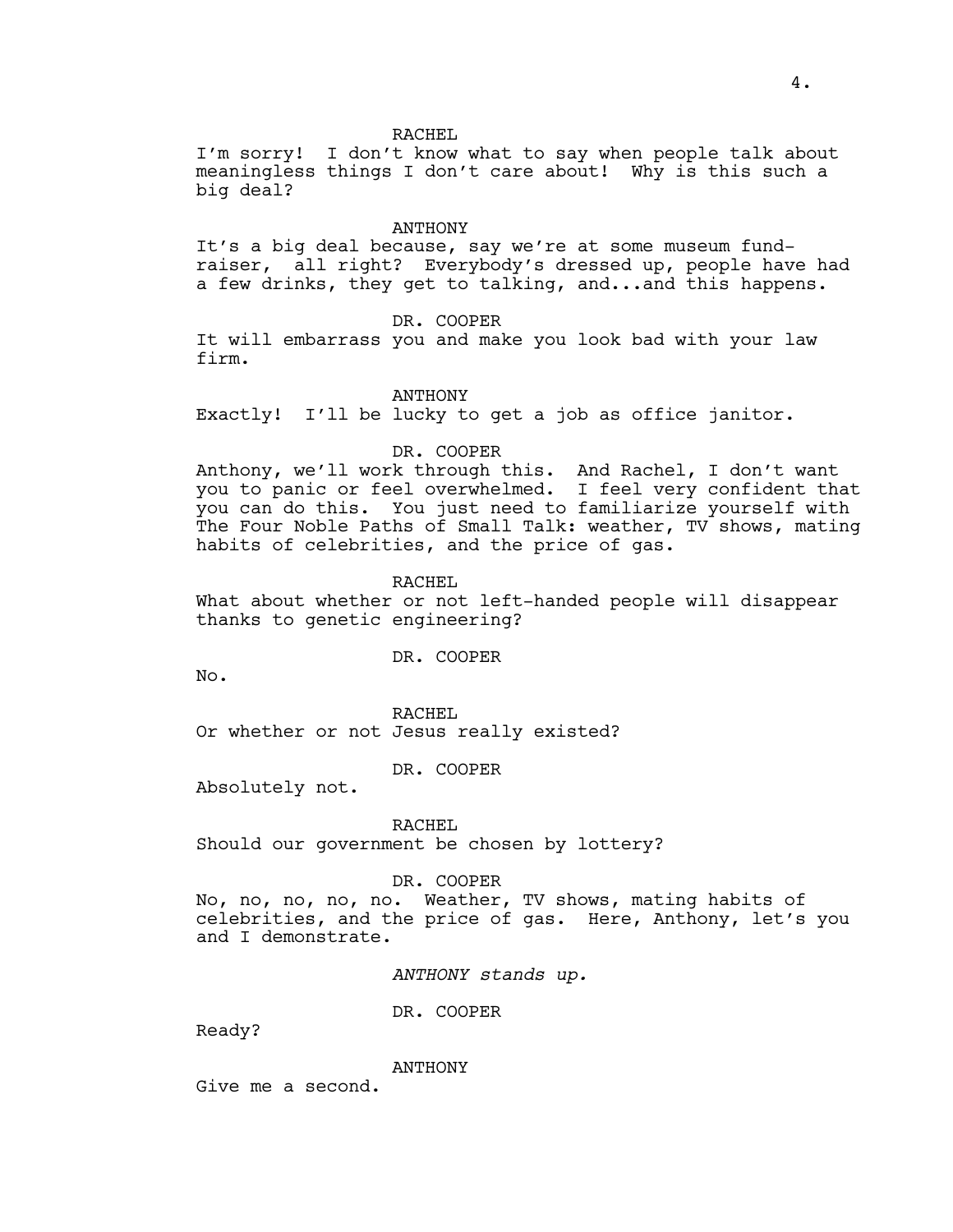RACHEL

I'm sorry! I don't know what to say when people talk about meaningless things I don't care about! Why is this such a big deal?

ANTHONY

It's a big deal because, say we're at some museum fund-raiser, all right? Everybody's dressed up, people have had a few drinks, they get to talking, and...and this happens.

DR. COOPER

It will embarrass you and make you look bad with your law firm.

ANTHONY

Exactly! I'll be lucky to get a job as office janitor.

DR. COOPER

Anthony, we'll work through this. And Rachel, I don't want you to panic or feel overwhelmed. I feel very confident that you can do this. You just need to familiarize yourself with The Four Noble Paths of Small Talk: weather, TV shows, mating habits of celebrities, and the price of gas.

RACHEL

What about whether or not left-handed people will disappear thanks to genetic engineering?

DR. COOPER

No.

RACHEL

Or whether or not Jesus really existed?

DR. COOPER

Absolutely not.

RACHEL

Should our government be chosen by lottery?

DR. COOPER

No, no, no, no, no. Weather, TV shows, mating habits of celebrities, and the price of gas. Here, Anthony, let's you and I demonstrate.

*ANTHONY stands up.*

DR. COOPER

Ready?

ANTHONY

Give me a second.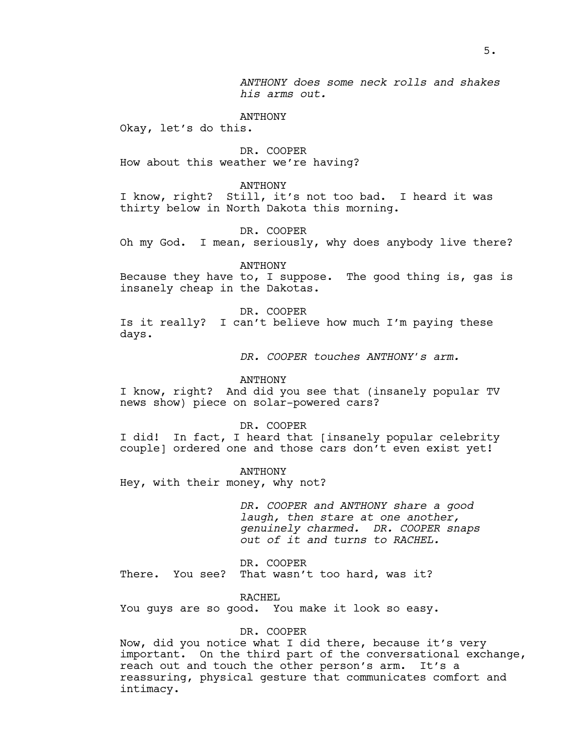*ANTHONY does some neck rolls and shakes his arms out.*

ANTHONY
Okay, let's do this.

DR. COOPER
How about this weather we're having?

ANTHONY
I know, right? Still, it's not too bad. I heard it was thirty below in North Dakota this morning.

DR. COOPER
Oh my God. I mean, seriously, why does anybody live there?

ANTHONY
Because they have to, I suppose. The good thing is, gas is insanely cheap in the Dakotas.

DR. COOPER
Is it really? I can't believe how much I'm paying these days.

*DR. COOPER touches ANTHONY's arm.*

ANTHONY
I know, right? And did you see that (insanely popular TV news show) piece on solar-powered cars?

DR. COOPER
I did! In fact, I heard that [insanely popular celebrity couple] ordered one and those cars don't even exist yet!

ANTHONY
Hey, with their money, why not?

*DR. COOPER and ANTHONY share a good laugh, then stare at one another, genuinely charmed. DR. COOPER snaps out of it and turns to RACHEL.*

DR. COOPER
There. You see? That wasn't too hard, was it?

RACHEL
You guys are so good. You make it look so easy.

DR. COOPER
Now, did you notice what I did there, because it's very important. On the third part of the conversational exchange, reach out and touch the other person's arm. It's a reassuring, physical gesture that communicates comfort and intimacy.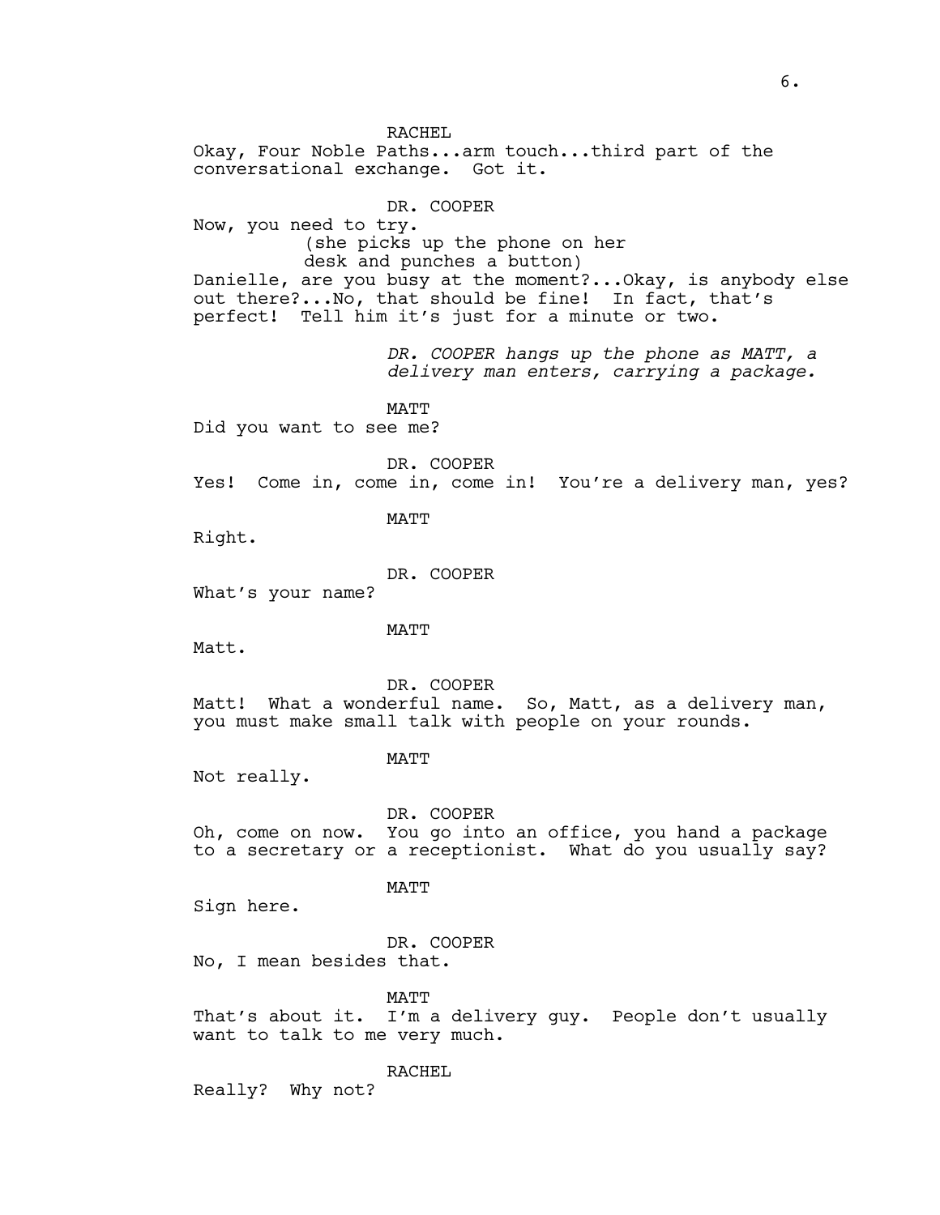RACHEL

Okay, Four Noble Paths...arm touch...third part of the conversational exchange. Got it.

DR. COOPER

Now, you need to try.

(she picks up the phone on her desk and punches a button)

Danielle, are you busy at the moment?...Okay, is anybody else out there?...No, that should be fine! In fact, that's perfect! Tell him it's just for a minute or two.

*DR. COOPER hangs up the phone as MATT, a delivery man enters, carrying a package.*

MATT

Did you want to see me?

DR. COOPER

Yes! Come in, come in, come in! You're a delivery man, yes?

MATT

Right.

DR. COOPER

What's your name?

MATT

Matt.

DR. COOPER

Matt! What a wonderful name. So, Matt, as a delivery man, you must make small talk with people on your rounds.

MATT

Not really.

DR. COOPER

Oh, come on now. You go into an office, you hand a package to a secretary or a receptionist. What do you usually say?

MATT

Sign here.

DR. COOPER

No, I mean besides that.

MATT

That's about it. I'm a delivery guy. People don't usually want to talk to me very much.

RACHEL

Really? Why not?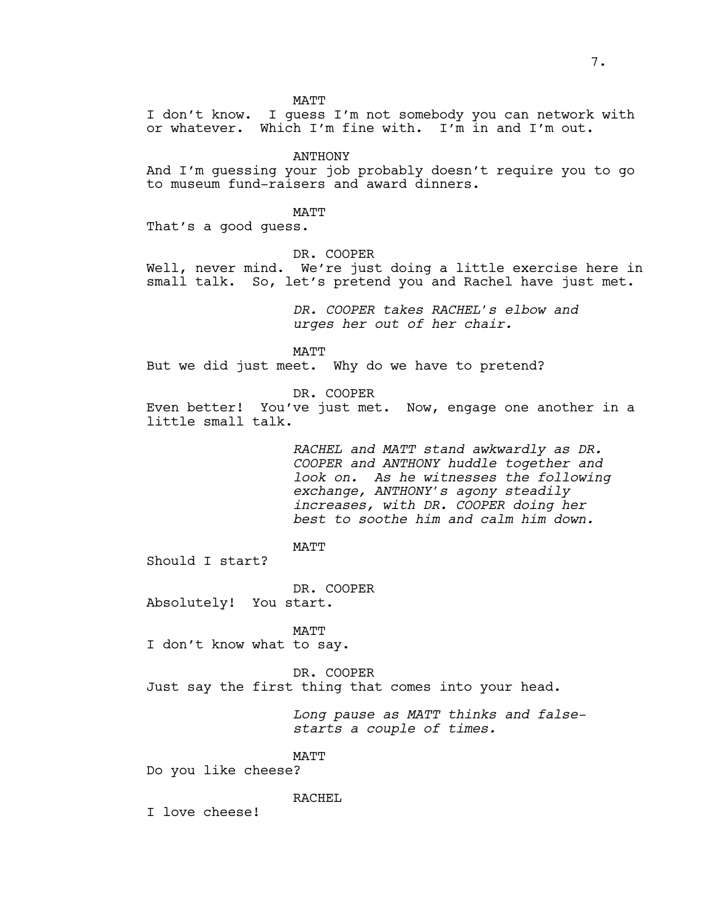MATT

I don't know. I guess I'm not somebody you can network with or whatever. Which I'm fine with. I'm in and I'm out.

ANTHONY

And I'm guessing your job probably doesn't require you to go to museum fund-raisers and award dinners.

MATT

That's a good guess.

DR. COOPER

Well, never mind. We're just doing a little exercise here in small talk. So, let's pretend you and Rachel have just met.

*DR. COOPER takes RACHEL's elbow and urges her out of her chair.*

MATT

But we did just meet. Why do we have to pretend?

DR. COOPER

Even better! You've just met. Now, engage one another in a little small talk.

*RACHEL and MATT stand awkwardly as DR. COOPER and ANTHONY huddle together and look on. As he witnesses the following exchange, ANTHONY's agony steadily increases, with DR. COOPER doing her best to soothe him and calm him down.*

MATT

Should I start?

DR. COOPER

Absolutely! You start.

MATT

I don't know what to say.

DR. COOPER

Just say the first thing that comes into your head.

*Long pause as MATT thinks and false-starts a couple of times.*

MATT

Do you like cheese?

RACHEL

I love cheese!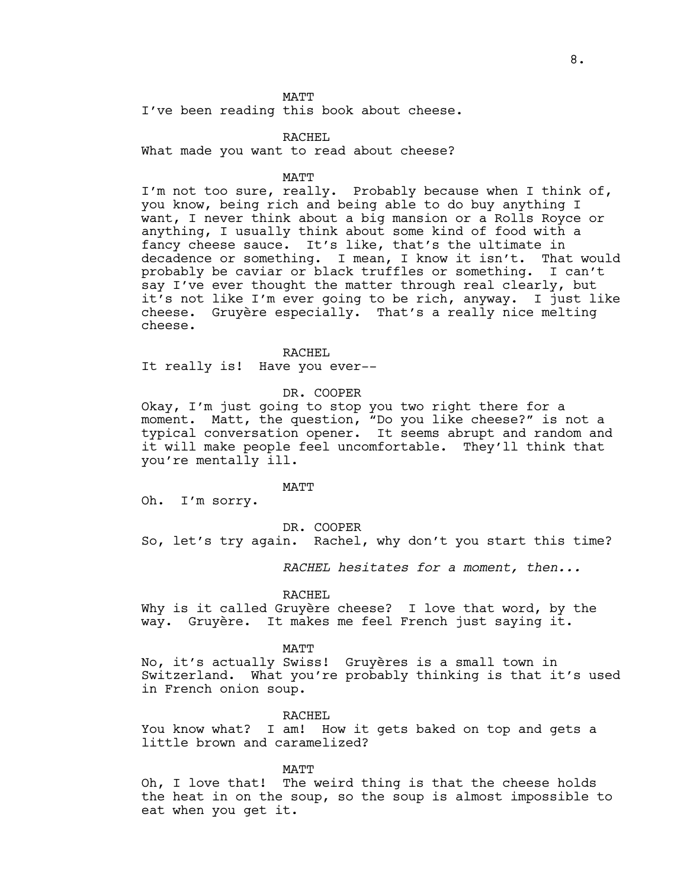MATT

I've been reading this book about cheese.

RACHEL

What made you want to read about cheese?

MATT

I'm not too sure, really. Probably because when I think of, you know, being rich and being able to do buy anything I want, I never think about a big mansion or a Rolls Royce or anything, I usually think about some kind of food with a fancy cheese sauce. It's like, that's the ultimate in decadence or something. I mean, I know it isn't. That would probably be caviar or black truffles or something. I can't say I've ever thought the matter through real clearly, but it's not like I'm ever going to be rich, anyway. I just like cheese. Gruyère especially. That's a really nice melting cheese.

RACHEL

It really is! Have you ever--

DR. COOPER

Okay, I'm just going to stop you two right there for a moment. Matt, the question, "Do you like cheese?" is not a typical conversation opener. It seems abrupt and random and it will make people feel uncomfortable. They'll think that you're mentally ill.

MATT

Oh. I'm sorry.

DR. COOPER

So, let's try again. Rachel, why don't you start this time?

*RACHEL hesitates for a moment, then...*

RACHEL

Why is it called Gruyère cheese? I love that word, by the way. Gruyère. It makes me feel French just saying it.

MATT

No, it's actually Swiss! Gruyères is a small town in Switzerland. What you're probably thinking is that it's used in French onion soup.

RACHEL

You know what? I am! How it gets baked on top and gets a little brown and caramelized?

MATT

Oh, I love that! The weird thing is that the cheese holds the heat in on the soup, so the soup is almost impossible to eat when you get it.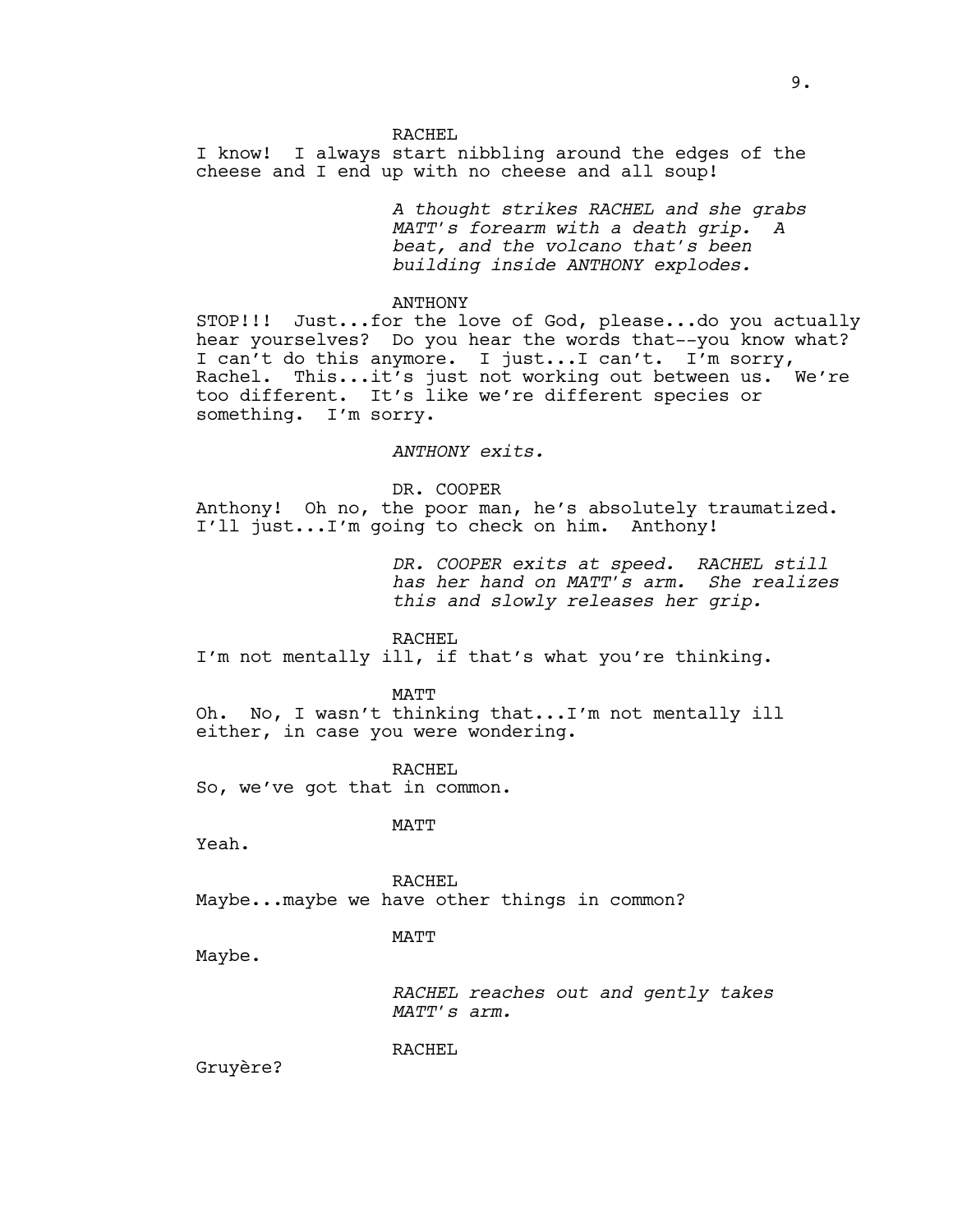RACHEL

I know! I always start nibbling around the edges of the cheese and I end up with no cheese and all soup!

*A thought strikes RACHEL and she grabs MATT's forearm with a death grip. A beat, and the volcano that's been building inside ANTHONY explodes.*

ANTHONY

STOP!!! Just...for the love of God, please...do you actually hear yourselves? Do you hear the words that--you know what? I can't do this anymore. I just...I can't. I'm sorry, Rachel. This...it's just not working out between us. We're too different. It's like we're different species or something. I'm sorry.

*ANTHONY exits.*

DR. COOPER

Anthony! Oh no, the poor man, he's absolutely traumatized. I'll just...I'm going to check on him. Anthony!

*DR. COOPER exits at speed. RACHEL still has her hand on MATT's arm. She realizes this and slowly releases her grip.*

RACHEL

I'm not mentally ill, if that's what you're thinking.

MATT

Oh. No, I wasn't thinking that...I'm not mentally ill either, in case you were wondering.

RACHEL

So, we've got that in common.

MATT

Yeah.

RACHEL

Maybe...maybe we have other things in common?

MATT

Maybe.

*RACHEL reaches out and gently takes MATT's arm.*

RACHEL

Gruyère?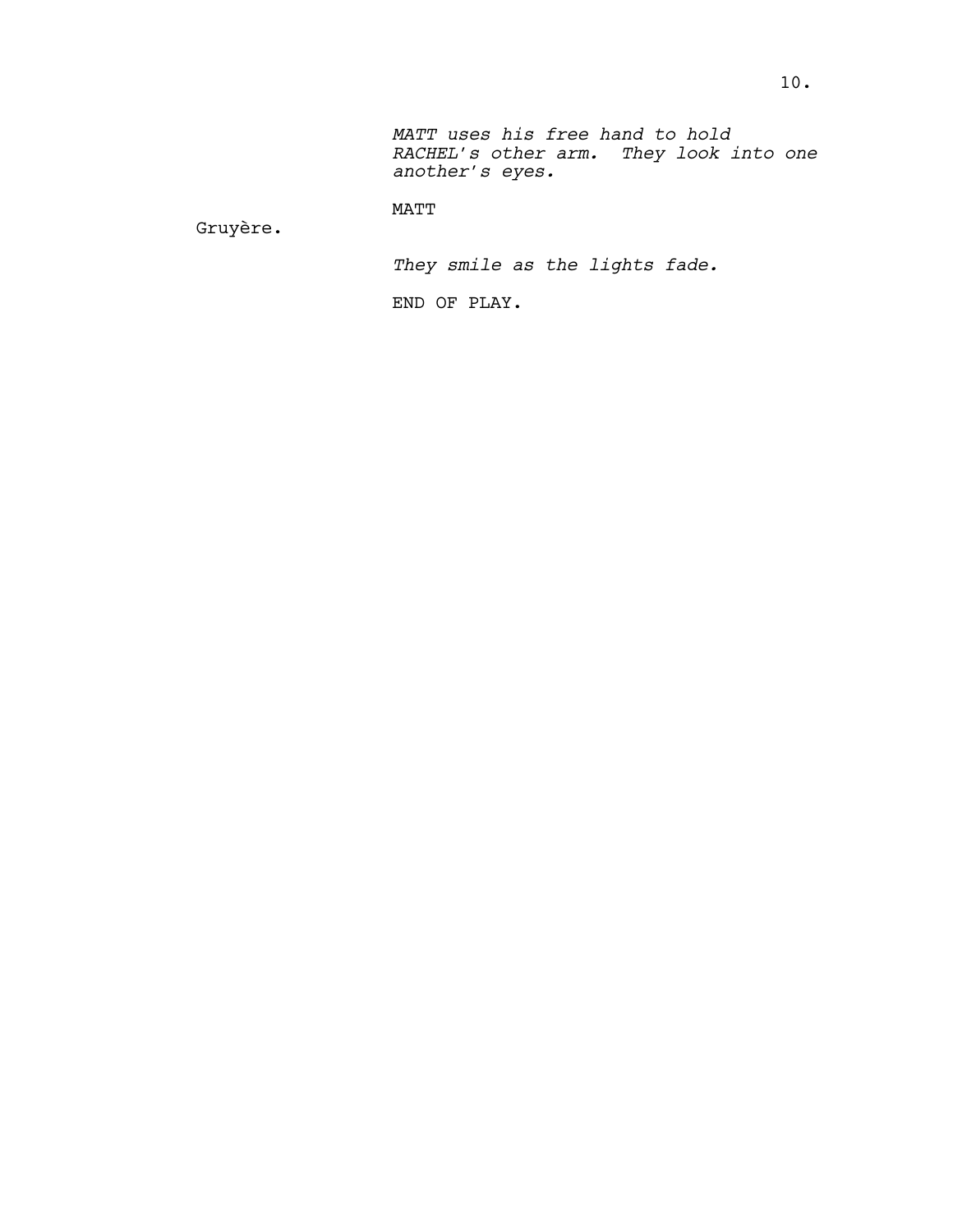*MATT uses his free hand to hold RACHEL's other arm. They look into one another's eyes.*

MATT

Gruyère.

*They smile as the lights fade.*

END OF PLAY.